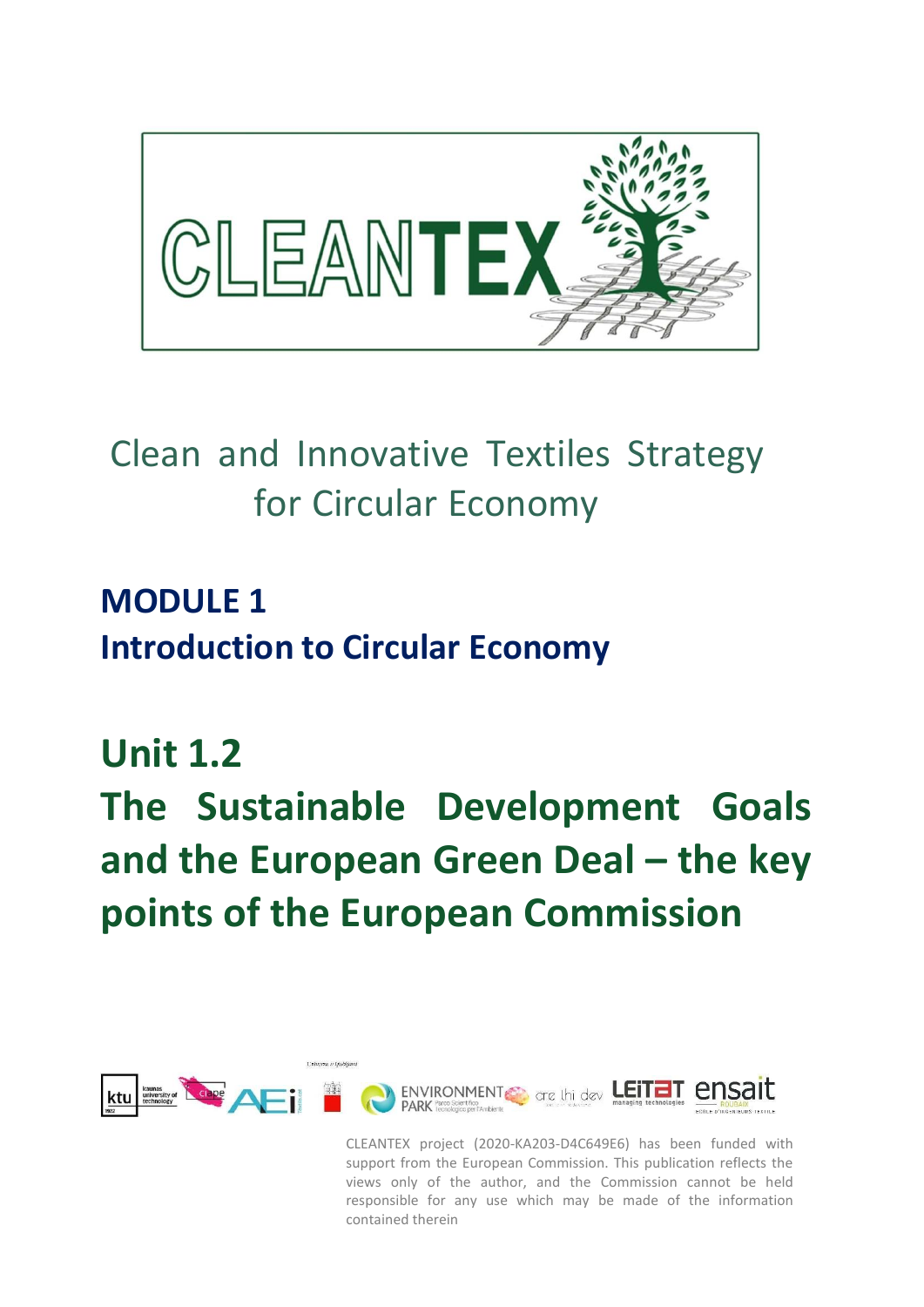# CLEANTEX

Clean and Innovative Textiles Strategy for Circular Economy

## MODULE 1
## Introduction to Circular Economy

# Unit 1.2
# The Sustainable Development Goals and the European Green Deal – the key points of the European Commission

CLEANTEX project (2020-KA203-D4C649E6) has been funded with support from the European Commission. This publication reflects the views only of the author, and the Commission cannot be held responsible for any use which may be made of the information contained therein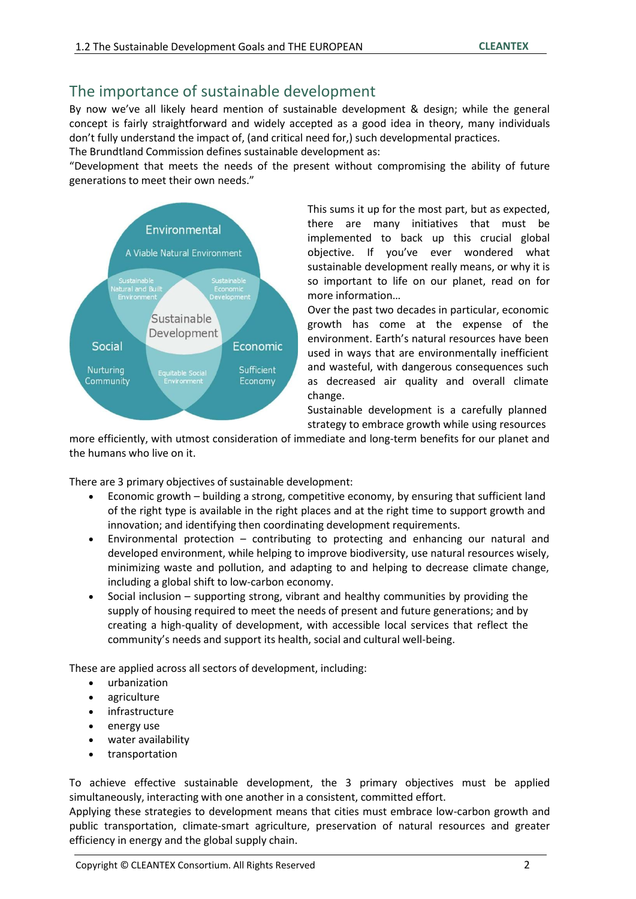## The importance of sustainable development

By now we've all likely heard mention of sustainable development & design; while the general concept is fairly straightforward and widely accepted as a good idea in theory, many individuals don't fully understand the impact of, (and critical need for,) such developmental practices.

The Brundtland Commission defines sustainable development as:

"Development that meets the needs of the present without compromising the ability of future generations to meet their own needs."

This sums it up for the most part, but as expected, there are many initiatives that must be implemented to back up this crucial global objective. If you've ever wondered what sustainable development really means, or why it is so important to life on our planet, read on for more information…

Over the past two decades in particular, economic growth has come at the expense of the environment. Earth's natural resources have been used in ways that are environmentally inefficient and wasteful, with dangerous consequences such as decreased air quality and overall climate change.

Sustainable development is a carefully planned strategy to embrace growth while using resources more efficiently, with utmost consideration of immediate and long-term benefits for our planet and the humans who live on it.

There are 3 primary objectives of sustainable development:

- Economic growth – building a strong, competitive economy, by ensuring that sufficient land of the right type is available in the right places and at the right time to support growth and innovation; and identifying then coordinating development requirements.
- Environmental protection – contributing to protecting and enhancing our natural and developed environment, while helping to improve biodiversity, use natural resources wisely, minimizing waste and pollution, and adapting to and helping to decrease climate change, including a global shift to low-carbon economy.
- Social inclusion – supporting strong, vibrant and healthy communities by providing the supply of housing required to meet the needs of present and future generations; and by creating a high-quality of development, with accessible local services that reflect the community's needs and support its health, social and cultural well-being.

These are applied across all sectors of development, including:

- urbanization
- agriculture
- infrastructure
- energy use
- water availability
- transportation

To achieve effective sustainable development, the 3 primary objectives must be applied simultaneously, interacting with one another in a consistent, committed effort.

Applying these strategies to development means that cities must embrace low-carbon growth and public transportation, climate-smart agriculture, preservation of natural resources and greater efficiency in energy and the global supply chain.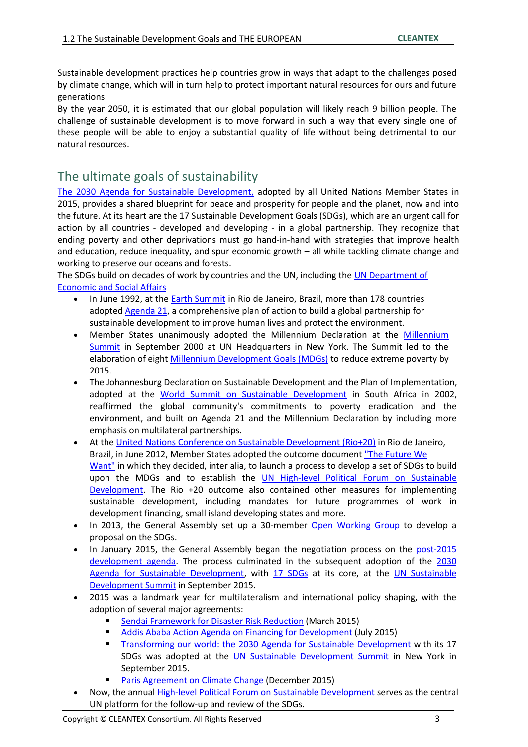Sustainable development practices help countries grow in ways that adapt to the challenges posed by climate change, which will in turn help to protect important natural resources for ours and future generations.

By the year 2050, it is estimated that our global population will likely reach 9 billion people. The challenge of sustainable development is to move forward in such a way that every single one of these people will be able to enjoy a substantial quality of life without being detrimental to our natural resources.

## The ultimate goals of sustainability

The 2030 Agenda for Sustainable Development, adopted by all United Nations Member States in 2015, provides a shared blueprint for peace and prosperity for people and the planet, now and into the future. At its heart are the 17 Sustainable Development Goals (SDGs), which are an urgent call for action by all countries - developed and developing - in a global partnership. They recognize that ending poverty and other deprivations must go hand-in-hand with strategies that improve health and education, reduce inequality, and spur economic growth – all while tackling climate change and working to preserve our oceans and forests.

The SDGs build on decades of work by countries and the UN, including the UN Department of Economic and Social Affairs

- In June 1992, at the Earth Summit in Rio de Janeiro, Brazil, more than 178 countries adopted Agenda 21, a comprehensive plan of action to build a global partnership for sustainable development to improve human lives and protect the environment.
- Member States unanimously adopted the Millennium Declaration at the Millennium Summit in September 2000 at UN Headquarters in New York. The Summit led to the elaboration of eight Millennium Development Goals (MDGs) to reduce extreme poverty by 2015.
- The Johannesburg Declaration on Sustainable Development and the Plan of Implementation, adopted at the World Summit on Sustainable Development in South Africa in 2002, reaffirmed the global community's commitments to poverty eradication and the environment, and built on Agenda 21 and the Millennium Declaration by including more emphasis on multilateral partnerships.
- At the United Nations Conference on Sustainable Development (Rio+20) in Rio de Janeiro, Brazil, in June 2012, Member States adopted the outcome document "The Future We Want" in which they decided, inter alia, to launch a process to develop a set of SDGs to build upon the MDGs and to establish the UN High-level Political Forum on Sustainable Development. The Rio +20 outcome also contained other measures for implementing sustainable development, including mandates for future programmes of work in development financing, small island developing states and more.
- In 2013, the General Assembly set up a 30-member Open Working Group to develop a proposal on the SDGs.
- In January 2015, the General Assembly began the negotiation process on the post-2015 development agenda. The process culminated in the subsequent adoption of the 2030 Agenda for Sustainable Development, with 17 SDGs at its core, at the UN Sustainable Development Summit in September 2015.
- 2015 was a landmark year for multilateralism and international policy shaping, with the adoption of several major agreements:
  - Sendai Framework for Disaster Risk Reduction (March 2015)
  - Addis Ababa Action Agenda on Financing for Development (July 2015)
  - Transforming our world: the 2030 Agenda for Sustainable Development with its 17 SDGs was adopted at the UN Sustainable Development Summit in New York in September 2015.
  - Paris Agreement on Climate Change (December 2015)
- Now, the annual High-level Political Forum on Sustainable Development serves as the central UN platform for the follow-up and review of the SDGs.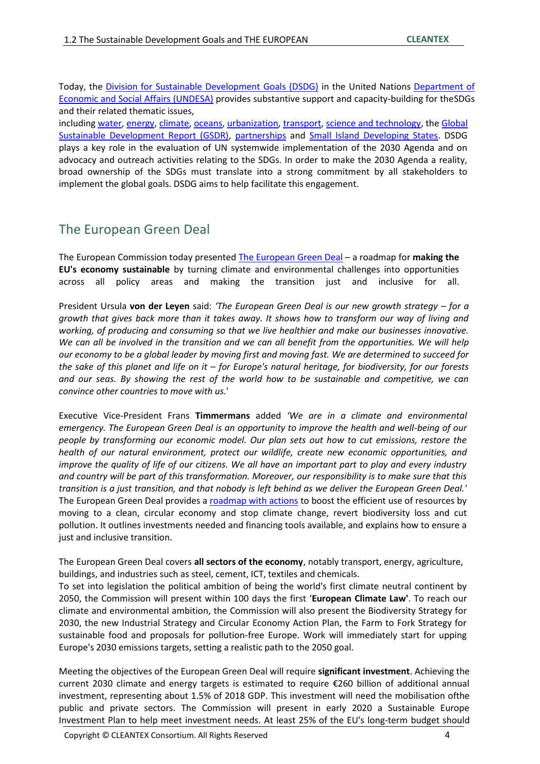Today, the Division for Sustainable Development Goals (DSDG) in the United Nations Department of Economic and Social Affairs (UNDESA) provides substantive support and capacity-building for theSDGs and their related thematic issues,

including water, energy, climate, oceans, urbanization, transport, science and technology, the Global Sustainable Development Report (GSDR), partnerships and Small Island Developing States. DSDG plays a key role in the evaluation of UN systemwide implementation of the 2030 Agenda and on advocacy and outreach activities relating to the SDGs. In order to make the 2030 Agenda a reality, broad ownership of the SDGs must translate into a strong commitment by all stakeholders to implement the global goals. DSDG aims to help facilitate this engagement.

## The European Green Deal

The European Commission today presented The European Green Deal – a roadmap for **making the EU's economy sustainable** by turning climate and environmental challenges into opportunities across all policy areas and making the transition just and inclusive for all.

President Ursula **von der Leyen** said: *'The European Green Deal is our new growth strategy – for a growth that gives back more than it takes away. It shows how to transform our way of living and working, of producing and consuming so that we live healthier and make our businesses innovative. We can all be involved in the transition and we can all benefit from the opportunities. We will help our economy to be a global leader by moving first and moving fast. We are determined to succeed for the sake of this planet and life on it – for Europe's natural heritage, for biodiversity, for our forests and our seas. By showing the rest of the world how to be sustainable and competitive, we can convince other countries to move with us.*'

Executive Vice-President Frans **Timmermans** added *'We are in a climate and environmental emergency. The European Green Deal is an opportunity to improve the health and well-being of our people by transforming our economic model. Our plan sets out how to cut emissions, restore the health of our natural environment, protect our wildlife, create new economic opportunities, and improve the quality of life of our citizens. We all have an important part to play and every industry and country will be part of this transformation. Moreover, our responsibility is to make sure that this transition is a just transition, and that nobody is left behind as we deliver the European Green Deal.'*
The European Green Deal provides a roadmap with actions to boost the efficient use of resources by moving to a clean, circular economy and stop climate change, revert biodiversity loss and cut pollution. It outlines investments needed and financing tools available, and explains how to ensure a just and inclusive transition.

The European Green Deal covers **all sectors of the economy**, notably transport, energy, agriculture, buildings, and industries such as steel, cement, ICT, textiles and chemicals.
To set into legislation the political ambition of being the world's first climate neutral continent by 2050, the Commission will present within 100 days the first '**European Climate Law'**. To reach our climate and environmental ambition, the Commission will also present the Biodiversity Strategy for 2030, the new Industrial Strategy and Circular Economy Action Plan, the Farm to Fork Strategy for sustainable food and proposals for pollution-free Europe. Work will immediately start for upping Europe's 2030 emissions targets, setting a realistic path to the 2050 goal.

Meeting the objectives of the European Green Deal will require **significant investment**. Achieving the current 2030 climate and energy targets is estimated to require €260 billion of additional annual investment, representing about 1.5% of 2018 GDP. This investment will need the mobilisation ofthe public and private sectors. The Commission will present in early 2020 a Sustainable Europe Investment Plan to help meet investment needs. At least 25% of the EU's long-term budget should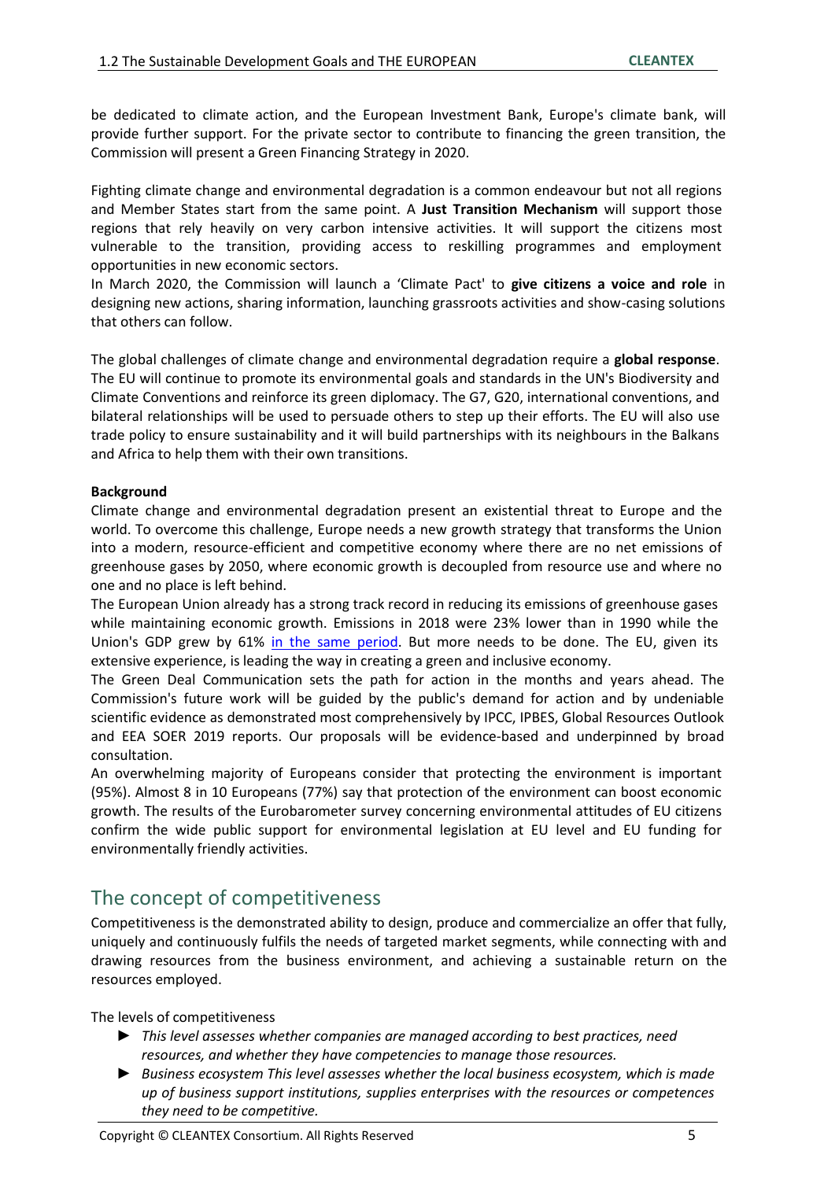be dedicated to climate action, and the European Investment Bank, Europe's climate bank, will provide further support. For the private sector to contribute to financing the green transition, the Commission will present a Green Financing Strategy in 2020.

Fighting climate change and environmental degradation is a common endeavour but not all regions and Member States start from the same point. A **Just Transition Mechanism** will support those regions that rely heavily on very carbon intensive activities. It will support the citizens most vulnerable to the transition, providing access to reskilling programmes and employment opportunities in new economic sectors.

In March 2020, the Commission will launch a 'Climate Pact' to **give citizens a voice and role** in designing new actions, sharing information, launching grassroots activities and show-casing solutions that others can follow.

The global challenges of climate change and environmental degradation require a **global response**. The EU will continue to promote its environmental goals and standards in the UN's Biodiversity and Climate Conventions and reinforce its green diplomacy. The G7, G20, international conventions, and bilateral relationships will be used to persuade others to step up their efforts. The EU will also use trade policy to ensure sustainability and it will build partnerships with its neighbours in the Balkans and Africa to help them with their own transitions.

**Background**

Climate change and environmental degradation present an existential threat to Europe and the world. To overcome this challenge, Europe needs a new growth strategy that transforms the Union into a modern, resource-efficient and competitive economy where there are no net emissions of greenhouse gases by 2050, where economic growth is decoupled from resource use and where no one and no place is left behind.

The European Union already has a strong track record in reducing its emissions of greenhouse gases while maintaining economic growth. Emissions in 2018 were 23% lower than in 1990 while the Union's GDP grew by 61% in the same period. But more needs to be done. The EU, given its extensive experience, is leading the way in creating a green and inclusive economy.

The Green Deal Communication sets the path for action in the months and years ahead. The Commission's future work will be guided by the public's demand for action and by undeniable scientific evidence as demonstrated most comprehensively by IPCC, IPBES, Global Resources Outlook and EEA SOER 2019 reports. Our proposals will be evidence-based and underpinned by broad consultation.

An overwhelming majority of Europeans consider that protecting the environment is important (95%). Almost 8 in 10 Europeans (77%) say that protection of the environment can boost economic growth. The results of the Eurobarometer survey concerning environmental attitudes of EU citizens confirm the wide public support for environmental legislation at EU level and EU funding for environmentally friendly activities.

## The concept of competitiveness

Competitiveness is the demonstrated ability to design, produce and commercialize an offer that fully, uniquely and continuously fulfils the needs of targeted market segments, while connecting with and drawing resources from the business environment, and achieving a sustainable return on the resources employed.

The levels of competitiveness

- *This level assesses whether companies are managed according to best practices, need resources, and whether they have competencies to manage those resources.*
- *Business ecosystem This level assesses whether the local business ecosystem, which is made up of business support institutions, supplies enterprises with the resources or competences they need to be competitive.*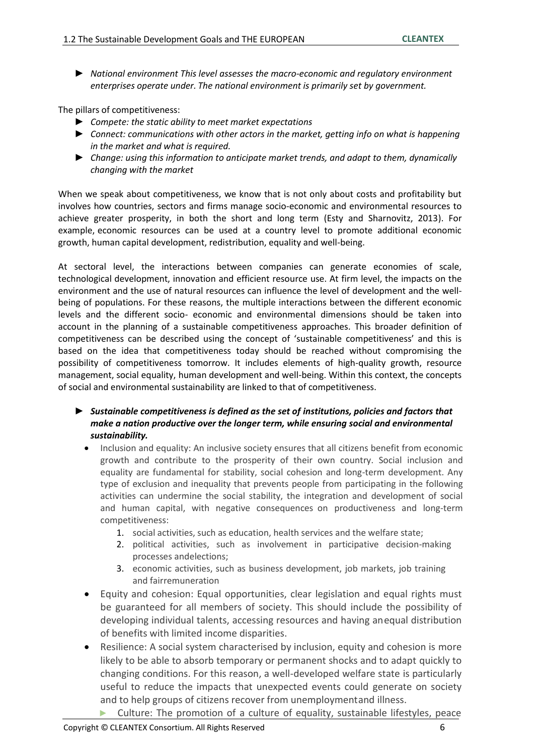- ► *National environment This level assesses the macro-economic and regulatory environment enterprises operate under. The national environment is primarily set by government.*

The pillars of competitiveness:

- ► *Compete: the static ability to meet market expectations*
- ► *Connect: communications with other actors in the market, getting info on what is happening in the market and what is required.*
- ► *Change: using this information to anticipate market trends, and adapt to them, dynamically changing with the market*

When we speak about competitiveness, we know that is not only about costs and profitability but involves how countries, sectors and firms manage socio-economic and environmental resources to achieve greater prosperity, in both the short and long term (Esty and Sharnovitz, 2013). For example, economic resources can be used at a country level to promote additional economic growth, human capital development, redistribution, equality and well-being.

At sectoral level, the interactions between companies can generate economies of scale, technological development, innovation and efficient resource use. At firm level, the impacts on the environment and the use of natural resources can influence the level of development and the well-being of populations. For these reasons, the multiple interactions between the different economic levels and the different socio- economic and environmental dimensions should be taken into account in the planning of a sustainable competitiveness approaches. This broader definition of competitiveness can be described using the concept of 'sustainable competitiveness' and this is based on the idea that competitiveness today should be reached without compromising the possibility of competitiveness tomorrow. It includes elements of high-quality growth, resource management, social equality, human development and well-being. Within this context, the concepts of social and environmental sustainability are linked to that of competitiveness.

- ► ***Sustainable competitiveness is defined as the set of institutions, policies and factors that make a nation productive over the longer term, while ensuring social and environmental sustainability.***
  - Inclusion and equality: An inclusive society ensures that all citizens benefit from economic growth and contribute to the prosperity of their own country. Social inclusion and equality are fundamental for stability, social cohesion and long-term development. Any type of exclusion and inequality that prevents people from participating in the following activities can undermine the social stability, the integration and development of social and human capital, with negative consequences on productiveness and long-term competitiveness:
    1. social activities, such as education, health services and the welfare state;
    2. political activities, such as involvement in participative decision-making processes andelections;
    3. economic activities, such as business development, job markets, job training and fairremuneration
  - Equity and cohesion: Equal opportunities, clear legislation and equal rights must be guaranteed for all members of society. This should include the possibility of developing individual talents, accessing resources and having anequal distribution of benefits with limited income disparities.
  - Resilience: A social system characterised by inclusion, equity and cohesion is more likely to be able to absorb temporary or permanent shocks and to adapt quickly to changing conditions. For this reason, a well-developed welfare state is particularly useful to reduce the impacts that unexpected events could generate on society and to help groups of citizens recover from unemploymentand illness.
    - ► Culture: The promotion of a culture of equality, sustainable lifestyles, peace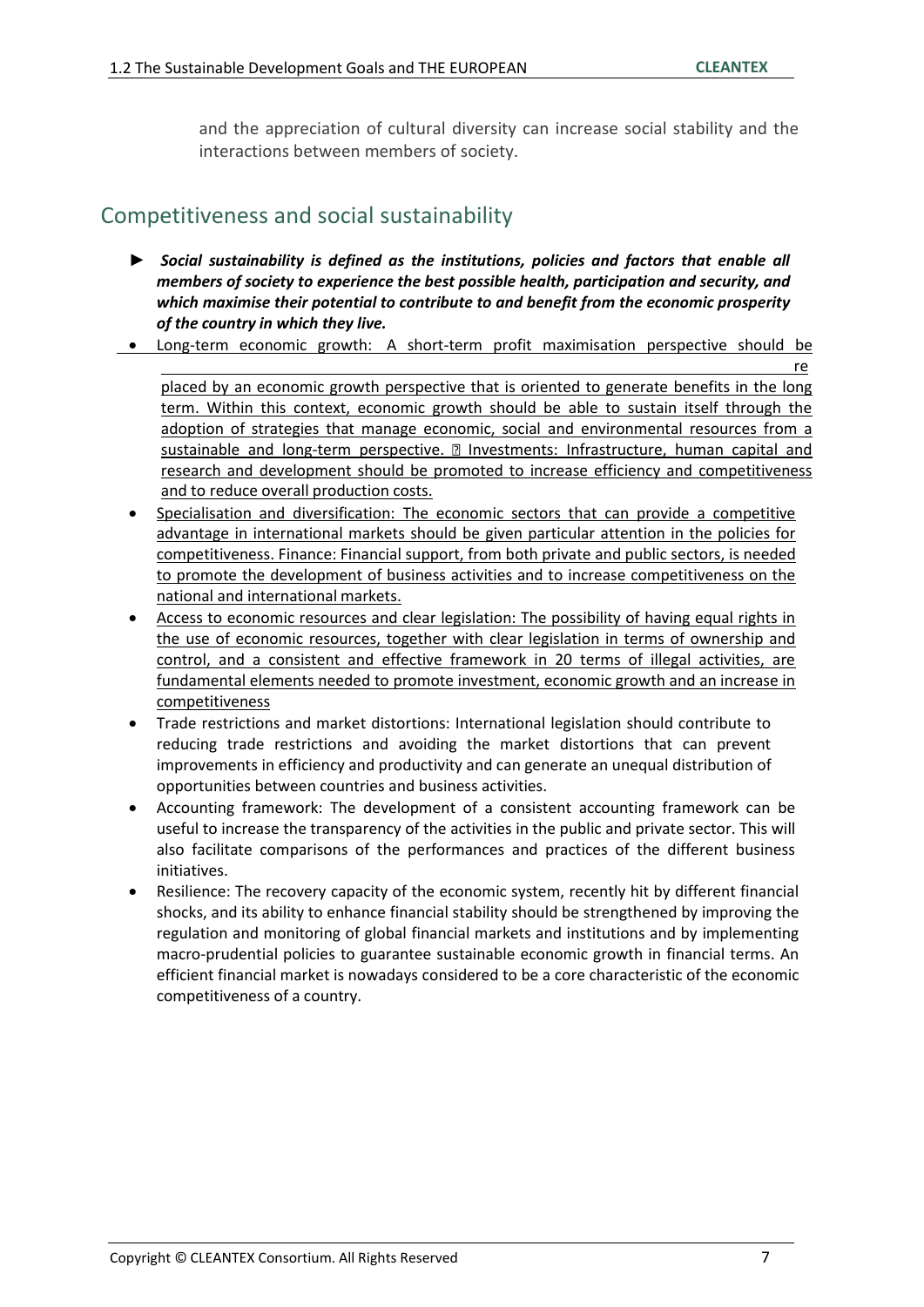and the appreciation of cultural diversity can increase social stability and the interactions between members of society.

## Competitiveness and social sustainability

► ***Social sustainability is defined as the institutions, policies and factors that enable all members of society to experience the best possible health, participation and security, and which maximise their potential to contribute to and benefit from the economic prosperity of the country in which they live.***

- Long-term economic growth: A short-term profit maximisation perspective should be replaced by an economic growth perspective that is oriented to generate benefits in the long term. Within this context, economic growth should be able to sustain itself through the adoption of strategies that manage economic, social and environmental resources from a sustainable and long-term perspective.  Investments: Infrastructure, human capital and research and development should be promoted to increase efficiency and competitiveness and to reduce overall production costs.
- Specialisation and diversification: The economic sectors that can provide a competitive advantage in international markets should be given particular attention in the policies for competitiveness. Finance: Financial support, from both private and public sectors, is needed to promote the development of business activities and to increase competitiveness on the national and international markets.
- Access to economic resources and clear legislation: The possibility of having equal rights in the use of economic resources, together with clear legislation in terms of ownership and control, and a consistent and effective framework in 20 terms of illegal activities, are fundamental elements needed to promote investment, economic growth and an increase in competitiveness
- Trade restrictions and market distortions: International legislation should contribute to reducing trade restrictions and avoiding the market distortions that can prevent improvements in efficiency and productivity and can generate an unequal distribution of opportunities between countries and business activities.
- Accounting framework: The development of a consistent accounting framework can be useful to increase the transparency of the activities in the public and private sector. This will also facilitate comparisons of the performances and practices of the different business initiatives.
- Resilience: The recovery capacity of the economic system, recently hit by different financial shocks, and its ability to enhance financial stability should be strengthened by improving the regulation and monitoring of global financial markets and institutions and by implementing macro-prudential policies to guarantee sustainable economic growth in financial terms. An efficient financial market is nowadays considered to be a core characteristic of the economic competitiveness of a country.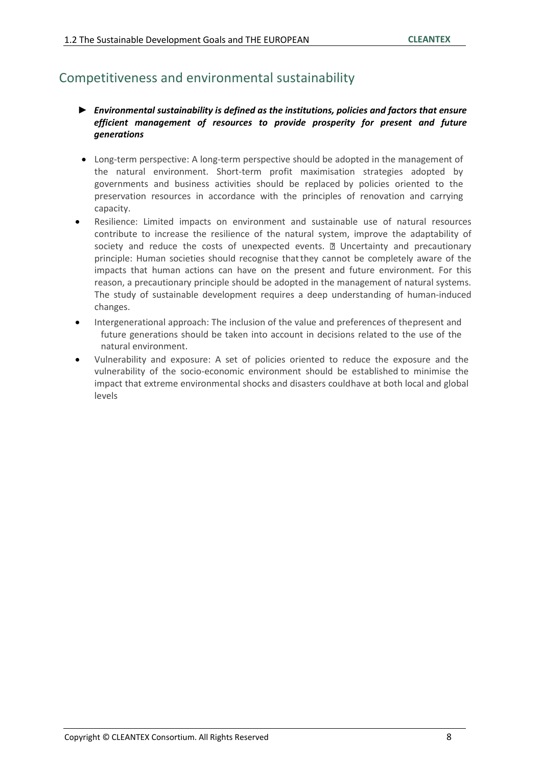## Competitiveness and environmental sustainability

► ***Environmental sustainability is defined as the institutions, policies and factors that ensure efficient management of resources to provide prosperity for present and future generations***

- Long-term perspective: A long-term perspective should be adopted in the management of the natural environment. Short-term profit maximisation strategies adopted by governments and business activities should be replaced by policies oriented to the preservation resources in accordance with the principles of renovation and carrying capacity.
- Resilience: Limited impacts on environment and sustainable use of natural resources contribute to increase the resilience of the natural system, improve the adaptability of society and reduce the costs of unexpected events.  Uncertainty and precautionary principle: Human societies should recognise that they cannot be completely aware of the impacts that human actions can have on the present and future environment. For this reason, a precautionary principle should be adopted in the management of natural systems. The study of sustainable development requires a deep understanding of human-induced changes.
- Intergenerational approach: The inclusion of the value and preferences of the present and future generations should be taken into account in decisions related to the use of the natural environment.
- Vulnerability and exposure: A set of policies oriented to reduce the exposure and the vulnerability of the socio-economic environment should be established to minimise the impact that extreme environmental shocks and disasters could have at both local and global levels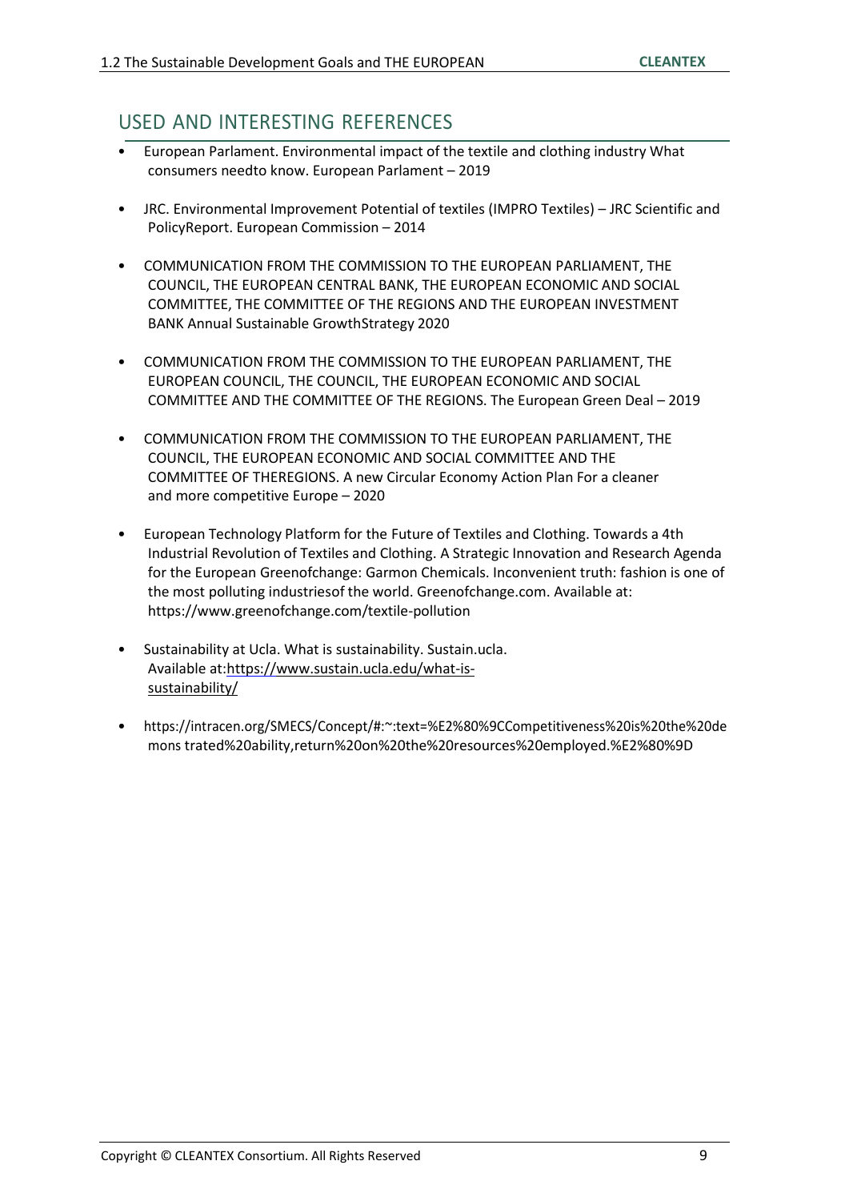## USED AND INTERESTING REFERENCES

- European Parlament. Environmental impact of the textile and clothing industry What consumers needto know. European Parlament – 2019
- JRC. Environmental Improvement Potential of textiles (IMPRO Textiles) – JRC Scientific and PolicyReport. European Commission – 2014
- COMMUNICATION FROM THE COMMISSION TO THE EUROPEAN PARLIAMENT, THE COUNCIL, THE EUROPEAN CENTRAL BANK, THE EUROPEAN ECONOMIC AND SOCIAL COMMITTEE, THE COMMITTEE OF THE REGIONS AND THE EUROPEAN INVESTMENT BANK Annual Sustainable GrowthStrategy 2020
- COMMUNICATION FROM THE COMMISSION TO THE EUROPEAN PARLIAMENT, THE EUROPEAN COUNCIL, THE COUNCIL, THE EUROPEAN ECONOMIC AND SOCIAL COMMITTEE AND THE COMMITTEE OF THE REGIONS. The European Green Deal – 2019
- COMMUNICATION FROM THE COMMISSION TO THE EUROPEAN PARLIAMENT, THE COUNCIL, THE EUROPEAN ECONOMIC AND SOCIAL COMMITTEE AND THE COMMITTEE OF THEREGIONS. A new Circular Economy Action Plan For a cleaner and more competitive Europe – 2020
- European Technology Platform for the Future of Textiles and Clothing. Towards a 4th Industrial Revolution of Textiles and Clothing. A Strategic Innovation and Research Agenda for the European Greenofchange: Garmon Chemicals. Inconvenient truth: fashion is one of the most polluting industriesof the world. Greenofchange.com. Available at: https://www.greenofchange.com/textile-pollution
- Sustainability at Ucla. What is sustainability. Sustain.ucla. Available at:https://www.sustain.ucla.edu/what-is-sustainability/
- https://intracen.org/SMECS/Concept/#:~:text=%E2%80%9CCompetitiveness%20is%20the%20demons trated%20ability,return%20on%20the%20resources%20employed.%E2%80%9D